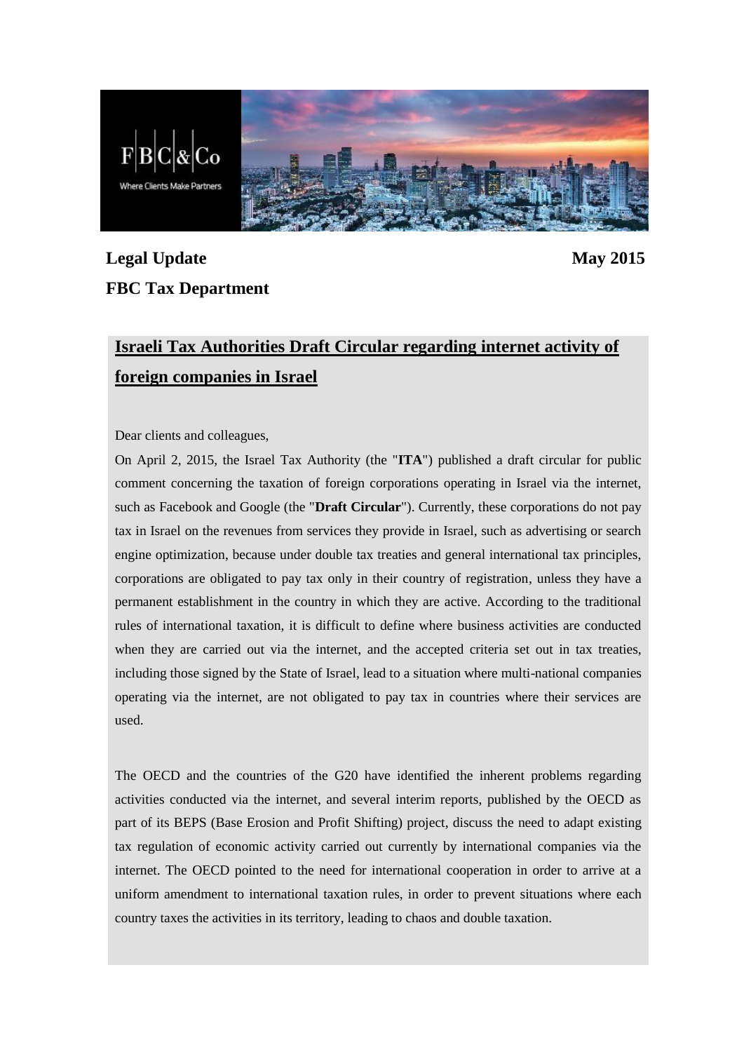**Legal Update** **May 2015**

**FBC Tax Department**

# Israeli Tax Authorities Draft Circular regarding internet activity of foreign companies in Israel

Dear clients and colleagues,

On April 2, 2015, the Israel Tax Authority (the "**ITA**") published a draft circular for public comment concerning the taxation of foreign corporations operating in Israel via the internet, such as Facebook and Google (the "**Draft Circular**"). Currently, these corporations do not pay tax in Israel on the revenues from services they provide in Israel, such as advertising or search engine optimization, because under double tax treaties and general international tax principles, corporations are obligated to pay tax only in their country of registration, unless they have a permanent establishment in the country in which they are active. According to the traditional rules of international taxation, it is difficult to define where business activities are conducted when they are carried out via the internet, and the accepted criteria set out in tax treaties, including those signed by the State of Israel, lead to a situation where multi-national companies operating via the internet, are not obligated to pay tax in countries where their services are used.

The OECD and the countries of the G20 have identified the inherent problems regarding activities conducted via the internet, and several interim reports, published by the OECD as part of its BEPS (Base Erosion and Profit Shifting) project, discuss the need to adapt existing tax regulation of economic activity carried out currently by international companies via the internet. The OECD pointed to the need for international cooperation in order to arrive at a uniform amendment to international taxation rules, in order to prevent situations where each country taxes the activities in its territory, leading to chaos and double taxation.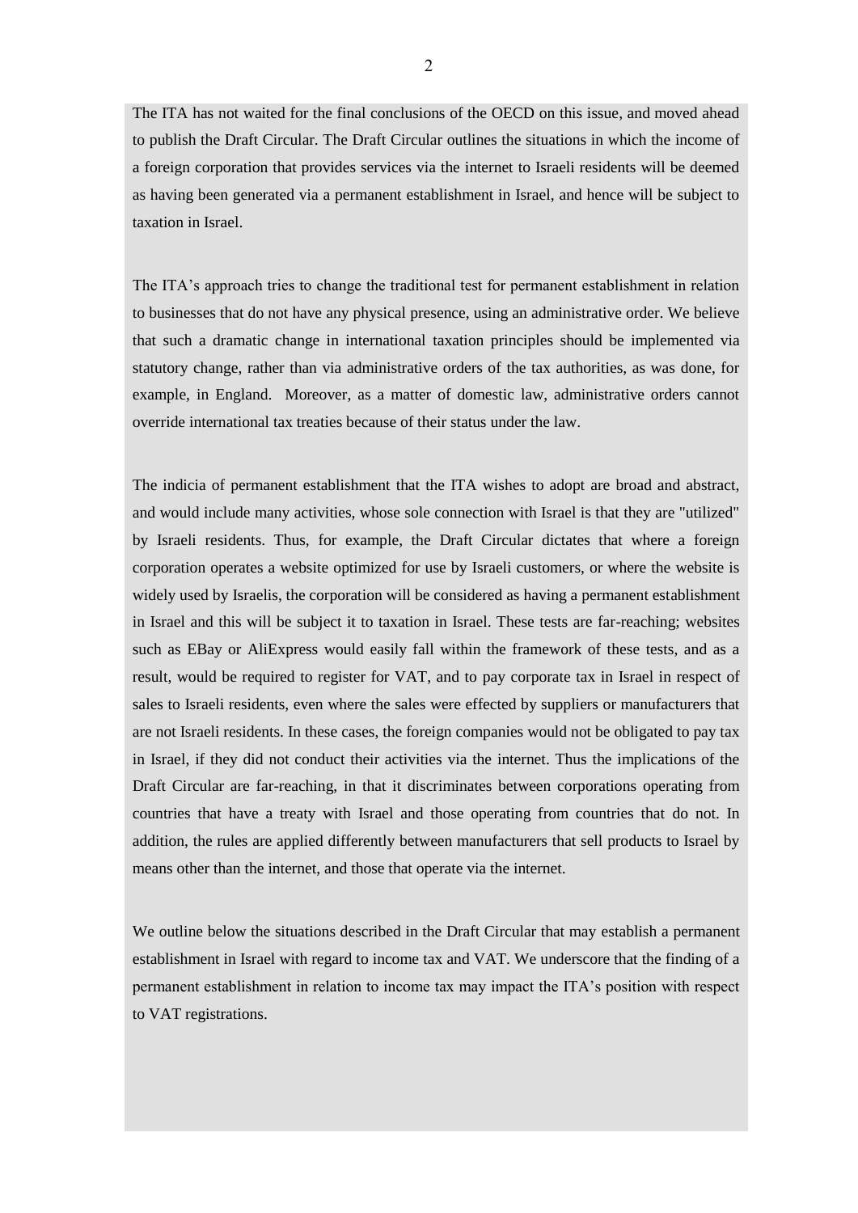The ITA has not waited for the final conclusions of the OECD on this issue, and moved ahead to publish the Draft Circular. The Draft Circular outlines the situations in which the income of a foreign corporation that provides services via the internet to Israeli residents will be deemed as having been generated via a permanent establishment in Israel, and hence will be subject to taxation in Israel.

The ITA's approach tries to change the traditional test for permanent establishment in relation to businesses that do not have any physical presence, using an administrative order. We believe that such a dramatic change in international taxation principles should be implemented via statutory change, rather than via administrative orders of the tax authorities, as was done, for example, in England. Moreover, as a matter of domestic law, administrative orders cannot override international tax treaties because of their status under the law.

The indicia of permanent establishment that the ITA wishes to adopt are broad and abstract, and would include many activities, whose sole connection with Israel is that they are "utilized" by Israeli residents. Thus, for example, the Draft Circular dictates that where a foreign corporation operates a website optimized for use by Israeli customers, or where the website is widely used by Israelis, the corporation will be considered as having a permanent establishment in Israel and this will be subject it to taxation in Israel. These tests are far-reaching; websites such as EBay or AliExpress would easily fall within the framework of these tests, and as a result, would be required to register for VAT, and to pay corporate tax in Israel in respect of sales to Israeli residents, even where the sales were effected by suppliers or manufacturers that are not Israeli residents. In these cases, the foreign companies would not be obligated to pay tax in Israel, if they did not conduct their activities via the internet. Thus the implications of the Draft Circular are far-reaching, in that it discriminates between corporations operating from countries that have a treaty with Israel and those operating from countries that do not. In addition, the rules are applied differently between manufacturers that sell products to Israel by means other than the internet, and those that operate via the internet.

We outline below the situations described in the Draft Circular that may establish a permanent establishment in Israel with regard to income tax and VAT. We underscore that the finding of a permanent establishment in relation to income tax may impact the ITA's position with respect to VAT registrations.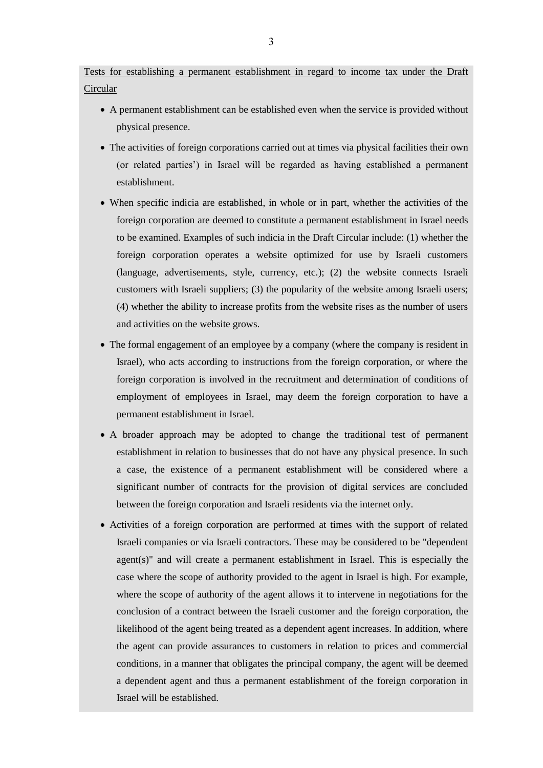<u>Tests for establishing a permanent establishment in regard to income tax under the Draft Circular</u>

- A permanent establishment can be established even when the service is provided without physical presence.
- The activities of foreign corporations carried out at times via physical facilities their own (or related parties') in Israel will be regarded as having established a permanent establishment.
- When specific indicia are established, in whole or in part, whether the activities of the foreign corporation are deemed to constitute a permanent establishment in Israel needs to be examined. Examples of such indicia in the Draft Circular include: (1) whether the foreign corporation operates a website optimized for use by Israeli customers (language, advertisements, style, currency, etc.); (2) the website connects Israeli customers with Israeli suppliers; (3) the popularity of the website among Israeli users; (4) whether the ability to increase profits from the website rises as the number of users and activities on the website grows.
- The formal engagement of an employee by a company (where the company is resident in Israel), who acts according to instructions from the foreign corporation, or where the foreign corporation is involved in the recruitment and determination of conditions of employment of employees in Israel, may deem the foreign corporation to have a permanent establishment in Israel.
- A broader approach may be adopted to change the traditional test of permanent establishment in relation to businesses that do not have any physical presence. In such a case, the existence of a permanent establishment will be considered where a significant number of contracts for the provision of digital services are concluded between the foreign corporation and Israeli residents via the internet only.
- Activities of a foreign corporation are performed at times with the support of related Israeli companies or via Israeli contractors. These may be considered to be "dependent agent(s)" and will create a permanent establishment in Israel. This is especially the case where the scope of authority provided to the agent in Israel is high. For example, where the scope of authority of the agent allows it to intervene in negotiations for the conclusion of a contract between the Israeli customer and the foreign corporation, the likelihood of the agent being treated as a dependent agent increases. In addition, where the agent can provide assurances to customers in relation to prices and commercial conditions, in a manner that obligates the principal company, the agent will be deemed a dependent agent and thus a permanent establishment of the foreign corporation in Israel will be established.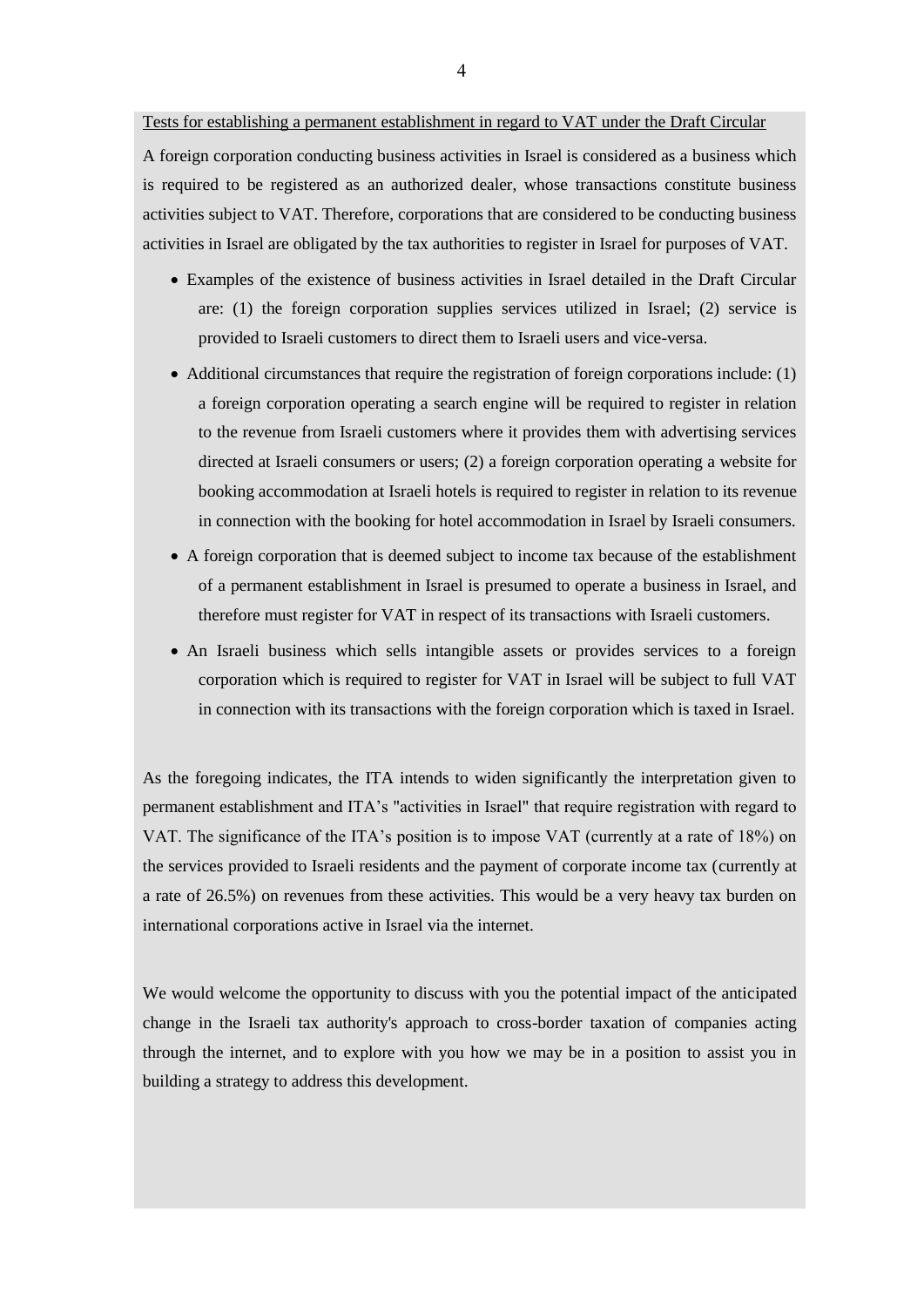<u>Tests for establishing a permanent establishment in regard to VAT under the Draft Circular</u>

A foreign corporation conducting business activities in Israel is considered as a business which is required to be registered as an authorized dealer, whose transactions constitute business activities subject to VAT. Therefore, corporations that are considered to be conducting business activities in Israel are obligated by the tax authorities to register in Israel for purposes of VAT.

- Examples of the existence of business activities in Israel detailed in the Draft Circular are: (1) the foreign corporation supplies services utilized in Israel; (2) service is provided to Israeli customers to direct them to Israeli users and vice-versa.
- Additional circumstances that require the registration of foreign corporations include: (1) a foreign corporation operating a search engine will be required to register in relation to the revenue from Israeli customers where it provides them with advertising services directed at Israeli consumers or users; (2) a foreign corporation operating a website for booking accommodation at Israeli hotels is required to register in relation to its revenue in connection with the booking for hotel accommodation in Israel by Israeli consumers.
- A foreign corporation that is deemed subject to income tax because of the establishment of a permanent establishment in Israel is presumed to operate a business in Israel, and therefore must register for VAT in respect of its transactions with Israeli customers.
- An Israeli business which sells intangible assets or provides services to a foreign corporation which is required to register for VAT in Israel will be subject to full VAT in connection with its transactions with the foreign corporation which is taxed in Israel.

As the foregoing indicates, the ITA intends to widen significantly the interpretation given to permanent establishment and ITA's "activities in Israel" that require registration with regard to VAT. The significance of the ITA's position is to impose VAT (currently at a rate of 18%) on the services provided to Israeli residents and the payment of corporate income tax (currently at a rate of 26.5%) on revenues from these activities. This would be a very heavy tax burden on international corporations active in Israel via the internet.

We would welcome the opportunity to discuss with you the potential impact of the anticipated change in the Israeli tax authority's approach to cross-border taxation of companies acting through the internet, and to explore with you how we may be in a position to assist you in building a strategy to address this development.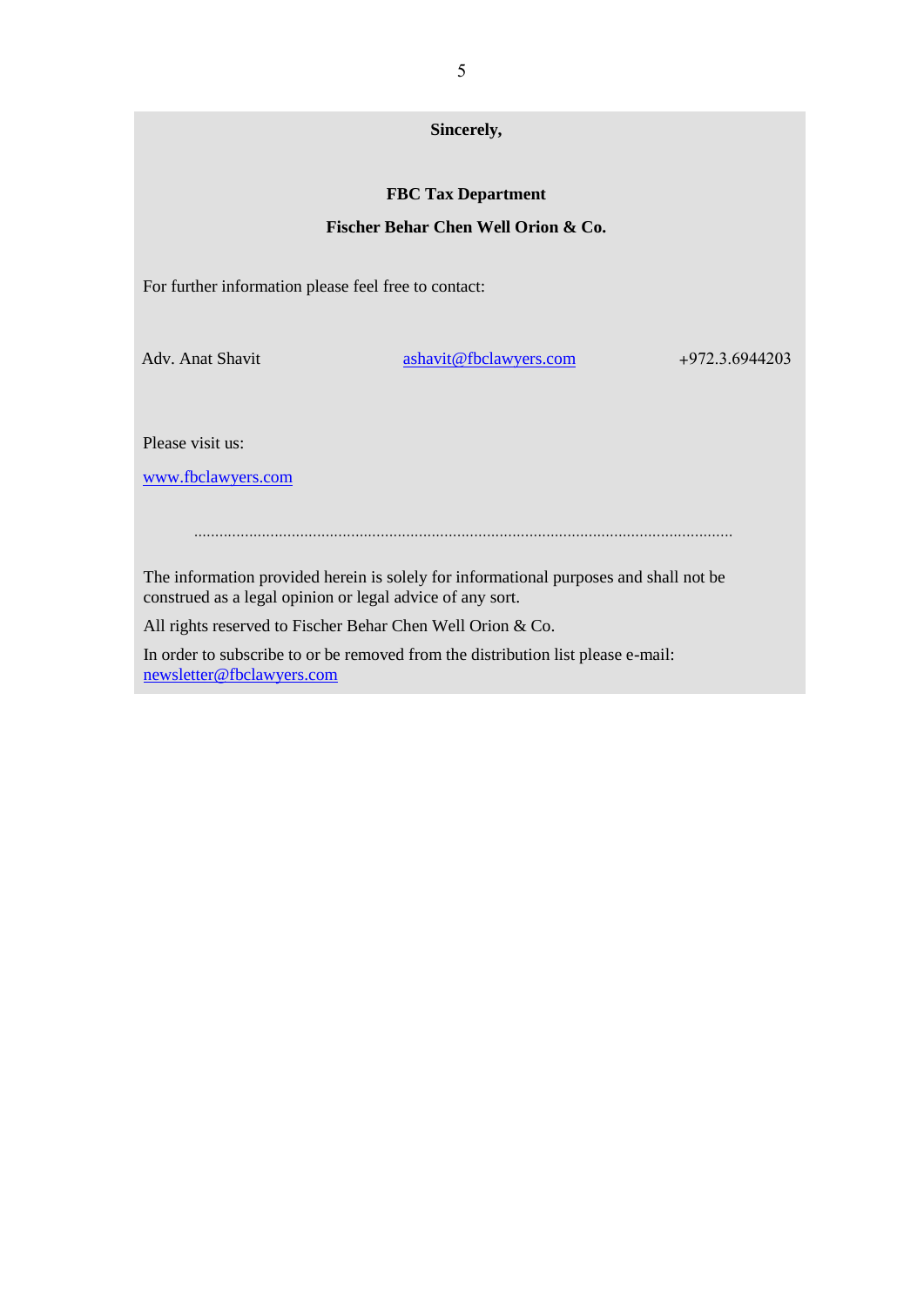**Sincerely,**

**FBC Tax Department**

**Fischer Behar Chen Well Orion & Co.**

For further information please feel free to contact:

| | | |
|---|---|---|
| Adv. Anat Shavit | ashavit@fbclawyers.com | +972.3.6944203 |

Please visit us:

www.fbclawyers.com

..............................................................................................................................

The information provided herein is solely for informational purposes and shall not be construed as a legal opinion or legal advice of any sort.

All rights reserved to Fischer Behar Chen Well Orion & Co.

In order to subscribe to or be removed from the distribution list please e-mail: newsletter@fbclawyers.com